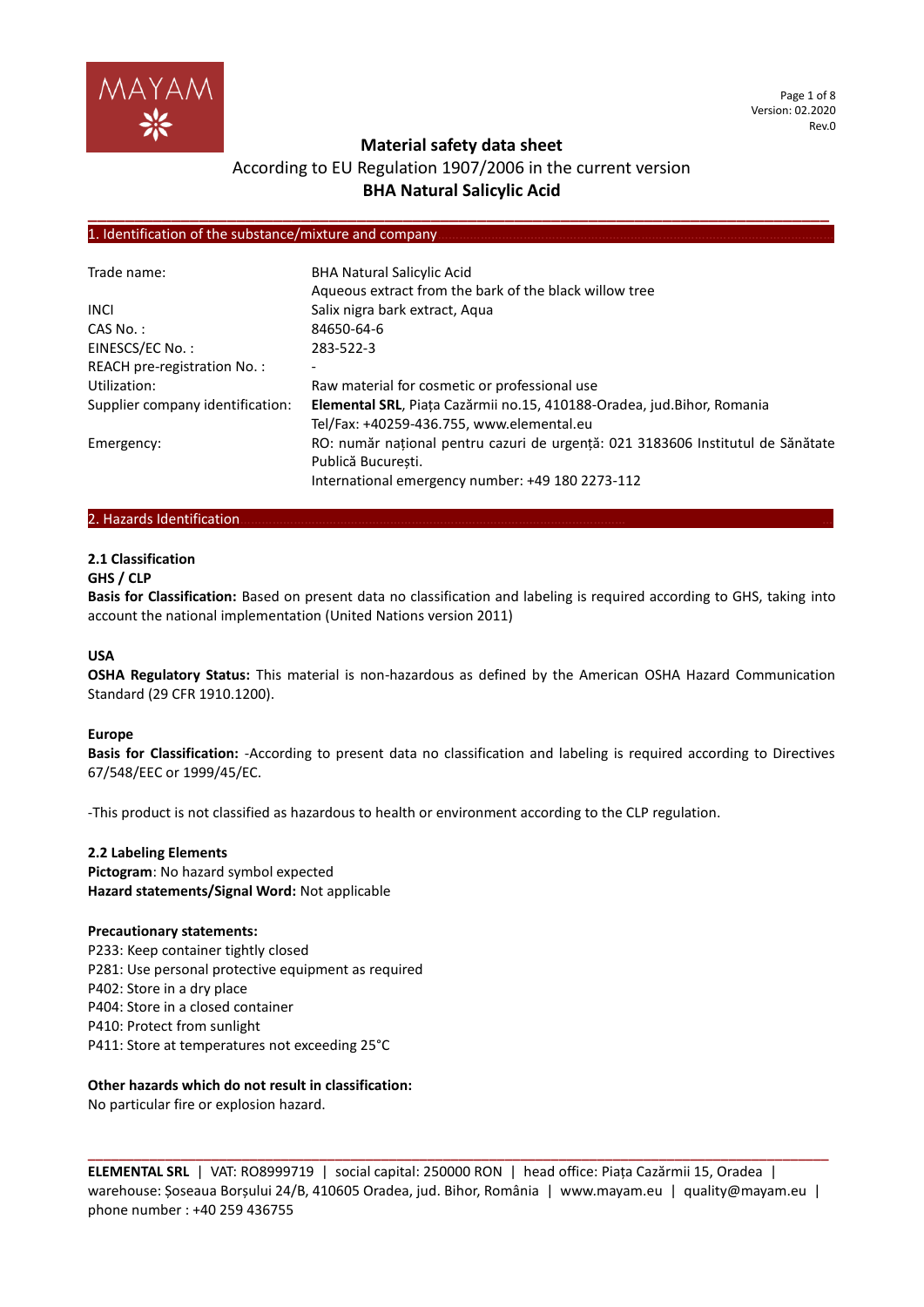# Material safety data sheet

According to EU Regulation 1907/2006 in the current version

**BHA Natural Salicylic Acid**

## 1. Identification of the substance/mixture and company

| | |
|---|---|
| Trade name: | BHA Natural Salicylic Acid<br>Aqueous extract from the bark of the black willow tree |
| INCI | Salix nigra bark extract, Aqua |
| CAS No. : | 84650-64-6 |
| EINESCS/EC No. : | 283-522-3 |
| REACH pre-registration No. : | - |
| Utilization: | Raw material for cosmetic or professional use |
| Supplier company identification: | **Elemental SRL**, Piața Cazărmii no.15, 410188-Oradea, jud.Bihor, Romania<br>Tel/Fax: +40259-436.755, www.elemental.eu |
| Emergency: | RO: număr național pentru cazuri de urgență: 021 3183606 Institutul de Sănătate Publică București.<br>International emergency number: +49 180 2273-112 |

## 2. Hazards Identification

### 2.1 Classification

**GHS / CLP**

**Basis for Classification:** Based on present data no classification and labeling is required according to GHS, taking into account the national implementation (United Nations version 2011)

**USA**

**OSHA Regulatory Status:** This material is non-hazardous as defined by the American OSHA Hazard Communication Standard (29 CFR 1910.1200).

**Europe**

**Basis for Classification:** -According to present data no classification and labeling is required according to Directives 67/548/EEC or 1999/45/EC.

-This product is not classified as hazardous to health or environment according to the CLP regulation.

### 2.2 Labeling Elements

**Pictogram**: No hazard symbol expected

**Hazard statements/Signal Word:** Not applicable

**Precautionary statements:**

P233: Keep container tightly closed
P281: Use personal protective equipment as required
P402: Store in a dry place
P404: Store in a closed container
P410: Protect from sunlight
P411: Store at temperatures not exceeding 25°C

**Other hazards which do not result in classification:**

No particular fire or explosion hazard.

**ELEMENTAL SRL** | VAT: RO8999719 | social capital: 250000 RON | head office: Piața Cazărmii 15, Oradea | warehouse: Șoseaua Borșului 24/B, 410605 Oradea, jud. Bihor, România | www.mayam.eu | quality@mayam.eu | phone number : +40 259 436755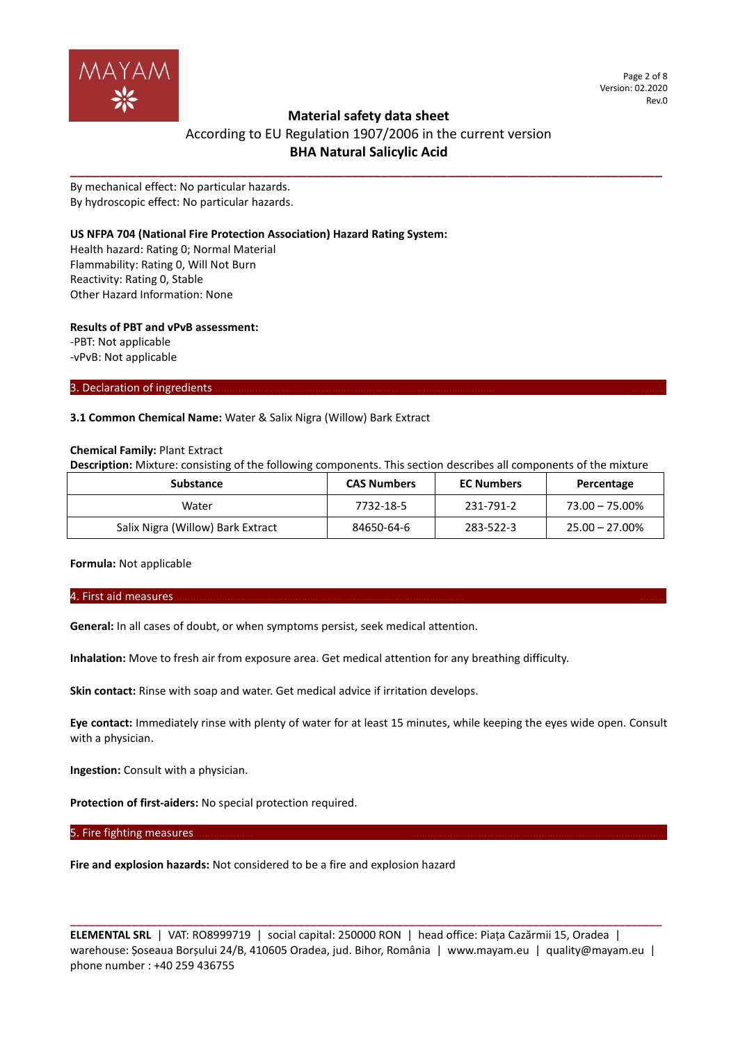By mechanical effect: No particular hazards.
By hydroscopic effect: No particular hazards.

**US NFPA 704 (National Fire Protection Association) Hazard Rating System:**
Health hazard: Rating 0; Normal Material
Flammability: Rating 0, Will Not Burn
Reactivity: Rating 0, Stable
Other Hazard Information: None

**Results of PBT and vPvB assessment:**
-PBT: Not applicable
-vPvB: Not applicable

## 3. Declaration of ingredients

**3.1 Common Chemical Name:** Water & Salix Nigra (Willow) Bark Extract

**Chemical Family:** Plant Extract
**Description:** Mixture: consisting of the following components. This section describes all components of the mixture

| Substance | CAS Numbers | EC Numbers | Percentage |
|---|---|---|---|
| Water | 7732-18-5 | 231-791-2 | 73.00 – 75.00% |
| Salix Nigra (Willow) Bark Extract | 84650-64-6 | 283-522-3 | 25.00 – 27.00% |

**Formula:** Not applicable

## 4. First aid measures

**General:** In all cases of doubt, or when symptoms persist, seek medical attention.

**Inhalation:** Move to fresh air from exposure area. Get medical attention for any breathing difficulty.

**Skin contact:** Rinse with soap and water. Get medical advice if irritation develops.

**Eye contact:** Immediately rinse with plenty of water for at least 15 minutes, while keeping the eyes wide open. Consult with a physician.

**Ingestion:** Consult with a physician.

**Protection of first-aiders:** No special protection required.

## 5. Fire fighting measures

**Fire and explosion hazards:** Not considered to be a fire and explosion hazard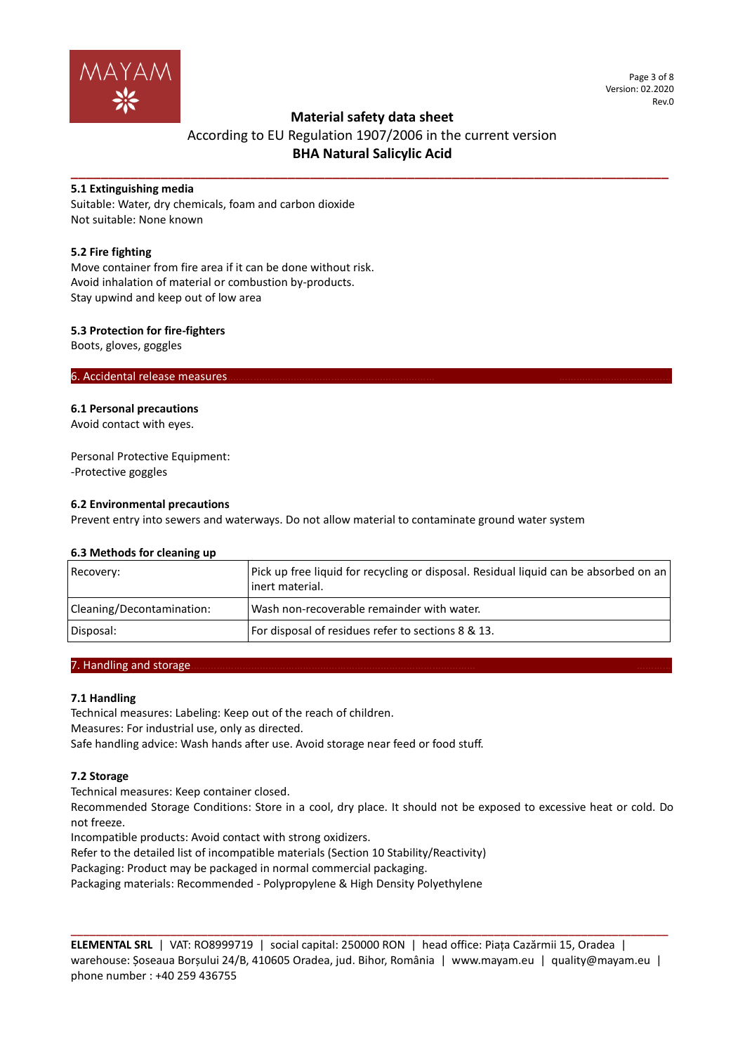### 5.1 Extinguishing media

Suitable: Water, dry chemicals, foam and carbon dioxide
Not suitable: None known

### 5.2 Fire fighting

Move container from fire area if it can be done without risk.
Avoid inhalation of material or combustion by-products.
Stay upwind and keep out of low area

### 5.3 Protection for fire-fighters

Boots, gloves, goggles

## 6. Accidental release measures

### 6.1 Personal precautions

Avoid contact with eyes.

Personal Protective Equipment:
-Protective goggles

### 6.2 Environmental precautions

Prevent entry into sewers and waterways. Do not allow material to contaminate ground water system

### 6.3 Methods for cleaning up

| | |
|---|---|
| Recovery: | Pick up free liquid for recycling or disposal. Residual liquid can be absorbed on an inert material. |
| Cleaning/Decontamination: | Wash non-recoverable remainder with water. |
| Disposal: | For disposal of residues refer to sections 8 & 13. |

## 7. Handling and storage

### 7.1 Handling

Technical measures: Labeling: Keep out of the reach of children.
Measures: For industrial use, only as directed.
Safe handling advice: Wash hands after use. Avoid storage near feed or food stuff.

### 7.2 Storage

Technical measures: Keep container closed.
Recommended Storage Conditions: Store in a cool, dry place. It should not be exposed to excessive heat or cold. Do not freeze.
Incompatible products: Avoid contact with strong oxidizers.
Refer to the detailed list of incompatible materials (Section 10 Stability/Reactivity)
Packaging: Product may be packaged in normal commercial packaging.
Packaging materials: Recommended - Polypropylene & High Density Polyethylene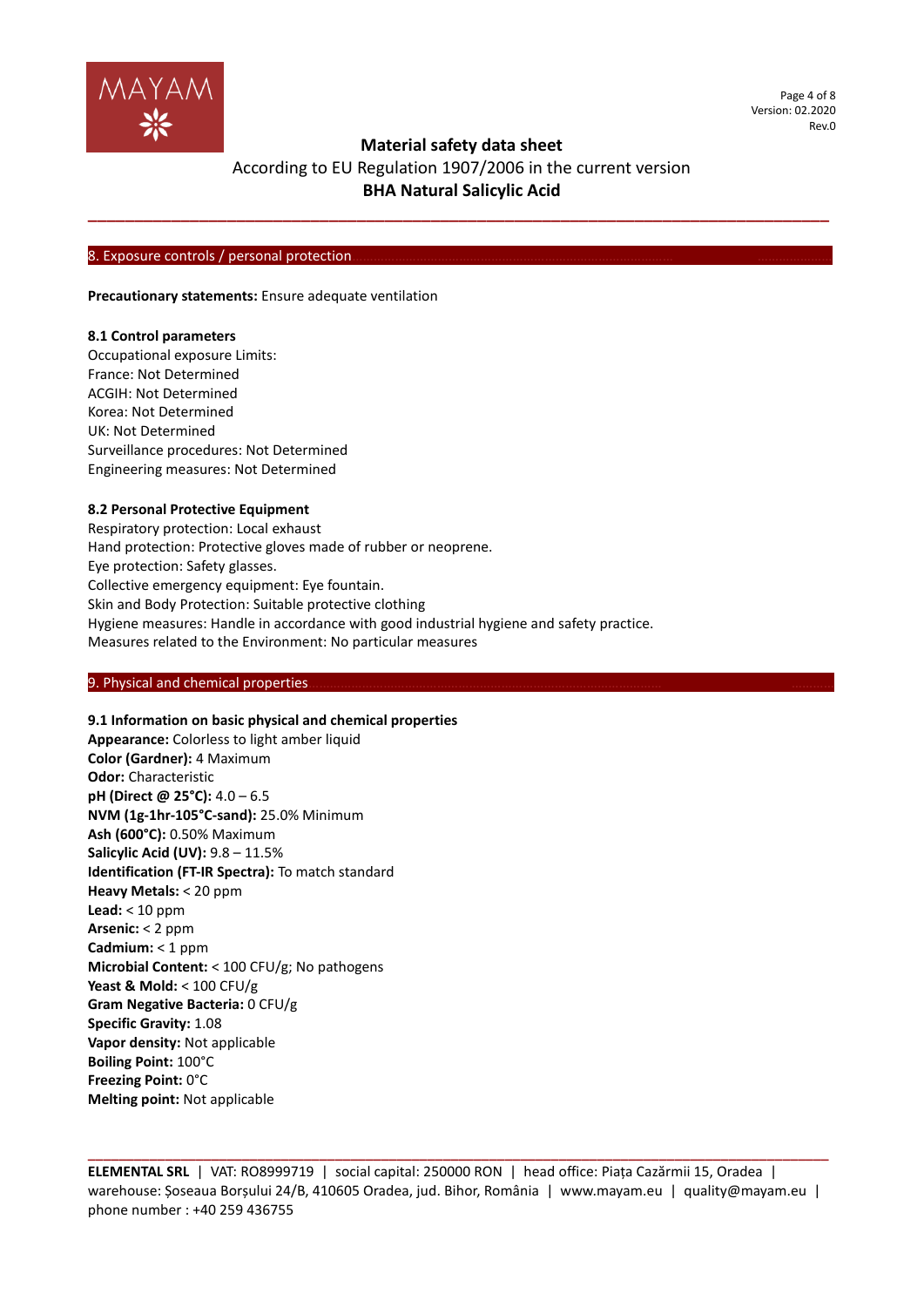## 8. Exposure controls / personal protection

**Precautionary statements:** Ensure adequate ventilation

**8.1 Control parameters**
Occupational exposure Limits:
France: Not Determined
ACGIH: Not Determined
Korea: Not Determined
UK: Not Determined
Surveillance procedures: Not Determined
Engineering measures: Not Determined

**8.2 Personal Protective Equipment**
Respiratory protection: Local exhaust
Hand protection: Protective gloves made of rubber or neoprene.
Eye protection: Safety glasses.
Collective emergency equipment: Eye fountain.
Skin and Body Protection: Suitable protective clothing
Hygiene measures: Handle in accordance with good industrial hygiene and safety practice.
Measures related to the Environment: No particular measures

## 9. Physical and chemical properties

**9.1 Information on basic physical and chemical properties**
**Appearance:** Colorless to light amber liquid
**Color (Gardner):** 4 Maximum
**Odor:** Characteristic
**pH (Direct @ 25°C):** 4.0 – 6.5
**NVM (1g-1hr-105°C-sand):** 25.0% Minimum
**Ash (600°C):** 0.50% Maximum
**Salicylic Acid (UV):** 9.8 – 11.5%
**Identification (FT-IR Spectra):** To match standard
**Heavy Metals:** < 20 ppm
**Lead:** < 10 ppm
**Arsenic:** < 2 ppm
**Cadmium:** < 1 ppm
**Microbial Content:** < 100 CFU/g; No pathogens
**Yeast & Mold:** < 100 CFU/g
**Gram Negative Bacteria:** 0 CFU/g
**Specific Gravity:** 1.08
**Vapor density:** Not applicable
**Boiling Point:** 100°C
**Freezing Point:** 0°C
**Melting point:** Not applicable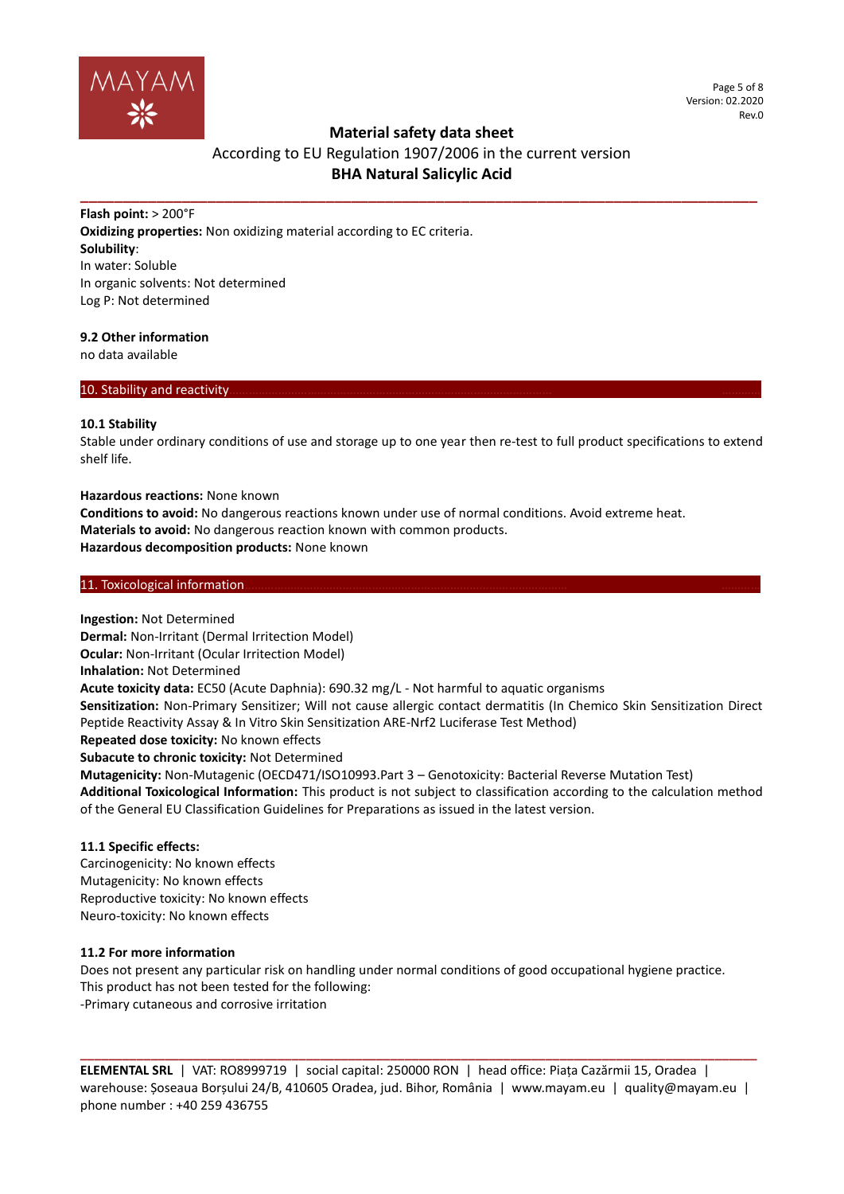**Flash point:** > 200°F
**Oxidizing properties:** Non oxidizing material according to EC criteria.
**Solubility**:
In water: Soluble
In organic solvents: Not determined
Log P: Not determined

### 9.2 Other information

no data available

## 10. Stability and reactivity

### 10.1 Stability

Stable under ordinary conditions of use and storage up to one year then re-test to full product specifications to extend shelf life.

**Hazardous reactions:** None known
**Conditions to avoid:** No dangerous reactions known under use of normal conditions. Avoid extreme heat.
**Materials to avoid:** No dangerous reaction known with common products.
**Hazardous decomposition products:** None known

## 11. Toxicological information

**Ingestion:** Not Determined
**Dermal:** Non-Irritant (Dermal Irritection Model)
**Ocular:** Non-Irritant (Ocular Irritection Model)
**Inhalation:** Not Determined
**Acute toxicity data:** EC50 (Acute Daphnia): 690.32 mg/L - Not harmful to aquatic organisms
**Sensitization:** Non-Primary Sensitizer; Will not cause allergic contact dermatitis (In Chemico Skin Sensitization Direct Peptide Reactivity Assay & In Vitro Skin Sensitization ARE-Nrf2 Luciferase Test Method)
**Repeated dose toxicity:** No known effects
**Subacute to chronic toxicity:** Not Determined
**Mutagenicity:** Non-Mutagenic (OECD471/ISO10993.Part 3 – Genotoxicity: Bacterial Reverse Mutation Test)
**Additional Toxicological Information:** This product is not subject to classification according to the calculation method of the General EU Classification Guidelines for Preparations as issued in the latest version.

### 11.1 Specific effects:

Carcinogenicity: No known effects
Mutagenicity: No known effects
Reproductive toxicity: No known effects
Neuro-toxicity: No known effects

### 11.2 For more information

Does not present any particular risk on handling under normal conditions of good occupational hygiene practice.
This product has not been tested for the following:
-Primary cutaneous and corrosive irritation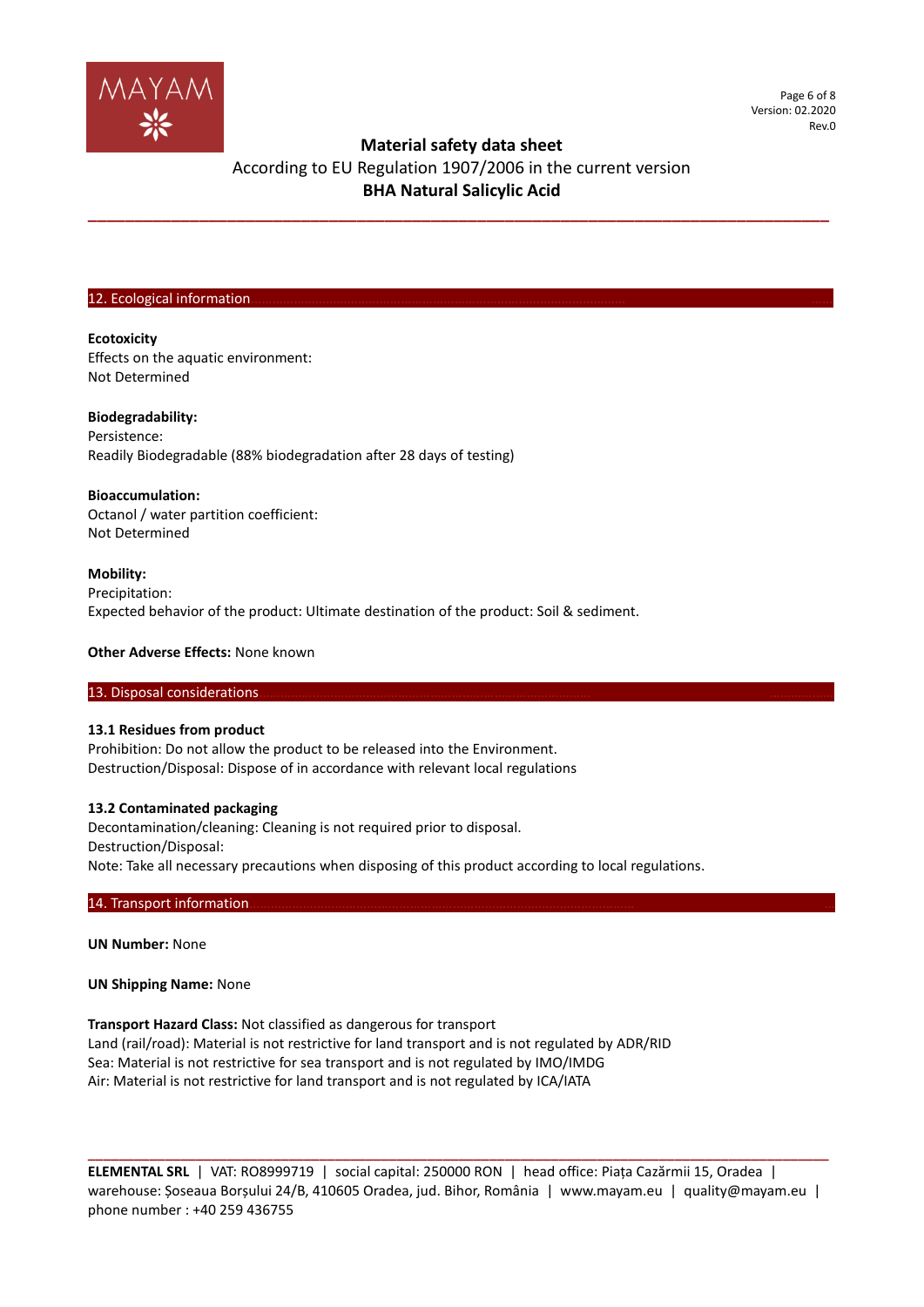## 12. Ecological information

**Ecotoxicity**
Effects on the aquatic environment:
Not Determined

**Biodegradability:**
Persistence:
Readily Biodegradable (88% biodegradation after 28 days of testing)

**Bioaccumulation:**
Octanol / water partition coefficient:
Not Determined

**Mobility:**
Precipitation:
Expected behavior of the product: Ultimate destination of the product: Soil & sediment.

**Other Adverse Effects:** None known

## 13. Disposal considerations

**13.1 Residues from product**
Prohibition: Do not allow the product to be released into the Environment.
Destruction/Disposal: Dispose of in accordance with relevant local regulations

**13.2 Contaminated packaging**
Decontamination/cleaning: Cleaning is not required prior to disposal.
Destruction/Disposal:
Note: Take all necessary precautions when disposing of this product according to local regulations.

## 14. Transport information

**UN Number:** None

**UN Shipping Name:** None

**Transport Hazard Class:** Not classified as dangerous for transport
Land (rail/road): Material is not restrictive for land transport and is not regulated by ADR/RID
Sea: Material is not restrictive for sea transport and is not regulated by IMO/IMDG
Air: Material is not restrictive for land transport and is not regulated by ICA/IATA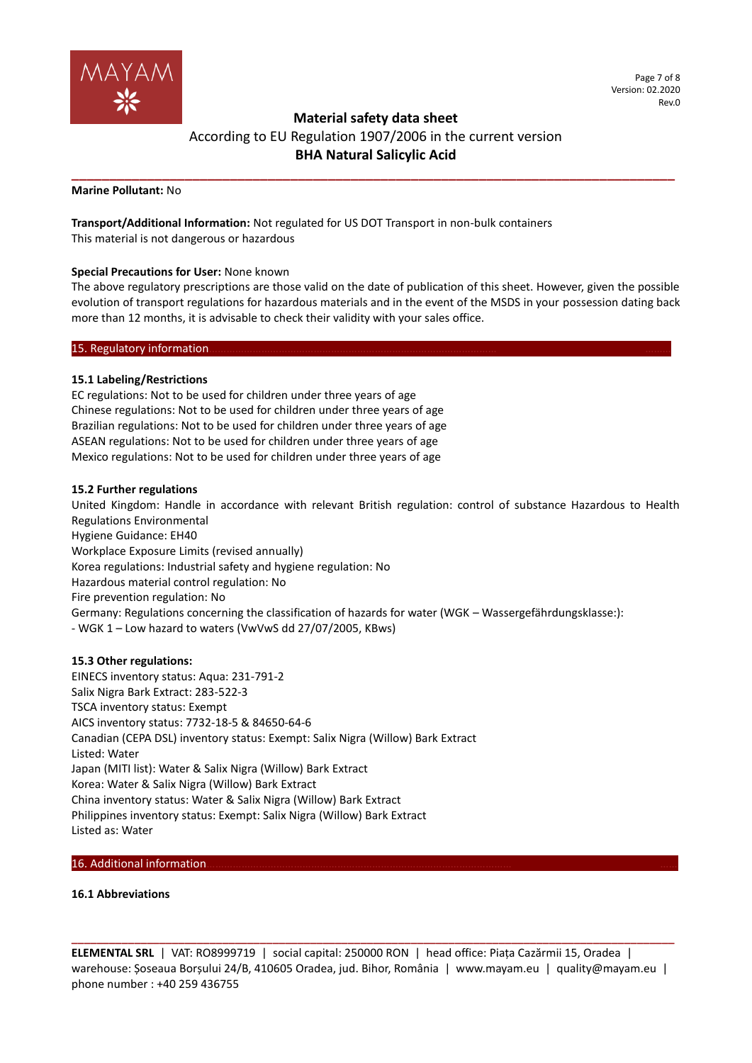**Marine Pollutant:** No

**Transport/Additional Information:** Not regulated for US DOT Transport in non-bulk containers
This material is not dangerous or hazardous

**Special Precautions for User:** None known
The above regulatory prescriptions are those valid on the date of publication of this sheet. However, given the possible evolution of transport regulations for hazardous materials and in the event of the MSDS in your possession dating back more than 12 months, it is advisable to check their validity with your sales office.

## 15. Regulatory information

### 15.1 Labeling/Restrictions

EC regulations: Not to be used for children under three years of age
Chinese regulations: Not to be used for children under three years of age
Brazilian regulations: Not to be used for children under three years of age
ASEAN regulations: Not to be used for children under three years of age
Mexico regulations: Not to be used for children under three years of age

### 15.2 Further regulations

United Kingdom: Handle in accordance with relevant British regulation: control of substance Hazardous to Health Regulations Environmental
Hygiene Guidance: EH40
Workplace Exposure Limits (revised annually)
Korea regulations: Industrial safety and hygiene regulation: No
Hazardous material control regulation: No
Fire prevention regulation: No
Germany: Regulations concerning the classification of hazards for water (WGK – Wassergefährdungsklasse:):
- WGK 1 – Low hazard to waters (VwVwS dd 27/07/2005, KBws)

### 15.3 Other regulations:

EINECS inventory status: Aqua: 231-791-2
Salix Nigra Bark Extract: 283-522-3
TSCA inventory status: Exempt
AICS inventory status: 7732-18-5 & 84650-64-6
Canadian (CEPA DSL) inventory status: Exempt: Salix Nigra (Willow) Bark Extract
Listed: Water
Japan (MITI list): Water & Salix Nigra (Willow) Bark Extract
Korea: Water & Salix Nigra (Willow) Bark Extract
China inventory status: Water & Salix Nigra (Willow) Bark Extract
Philippines inventory status: Exempt: Salix Nigra (Willow) Bark Extract
Listed as: Water

## 16. Additional information

### 16.1 Abbreviations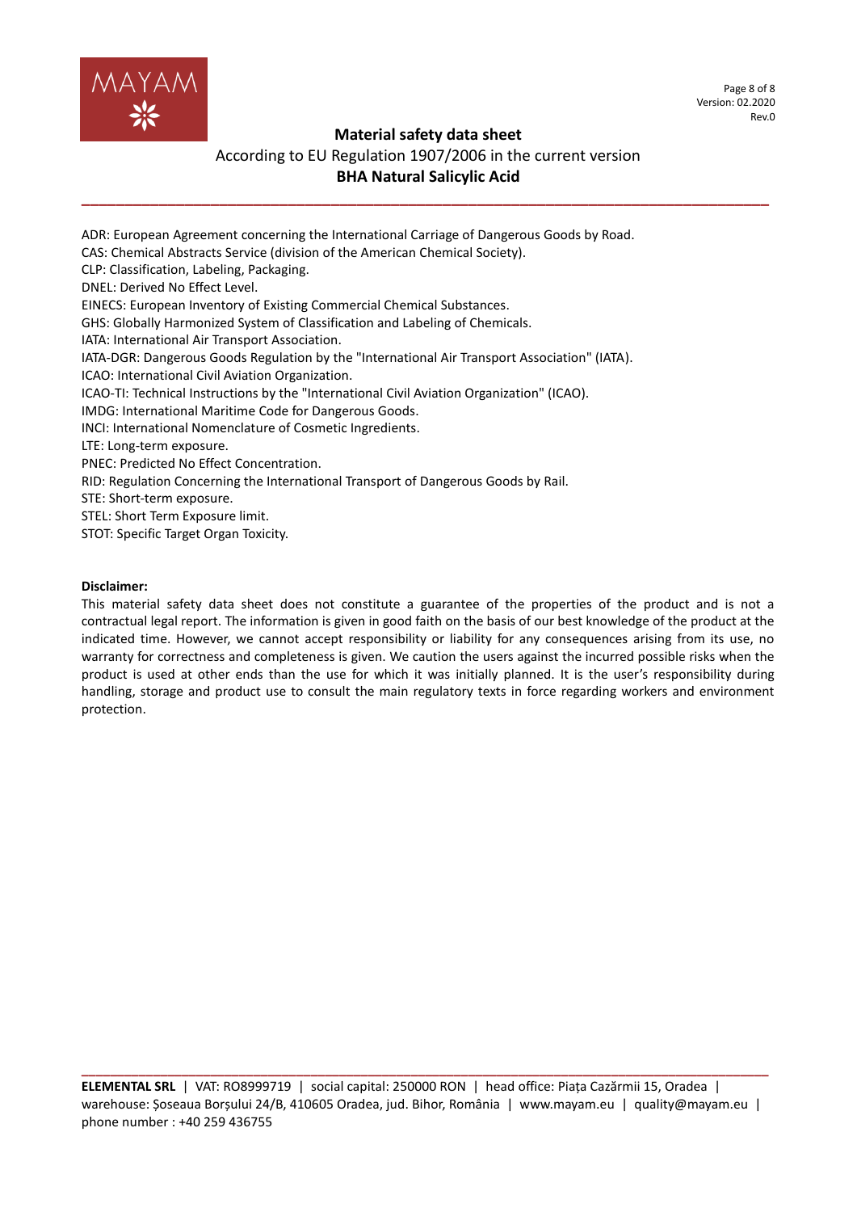ADR: European Agreement concerning the International Carriage of Dangerous Goods by Road.
CAS: Chemical Abstracts Service (division of the American Chemical Society).
CLP: Classification, Labeling, Packaging.
DNEL: Derived No Effect Level.
EINECS: European Inventory of Existing Commercial Chemical Substances.
GHS: Globally Harmonized System of Classification and Labeling of Chemicals.
IATA: International Air Transport Association.
IATA-DGR: Dangerous Goods Regulation by the "International Air Transport Association" (IATA).
ICAO: International Civil Aviation Organization.
ICAO-TI: Technical Instructions by the "International Civil Aviation Organization" (ICAO).
IMDG: International Maritime Code for Dangerous Goods.
INCI: International Nomenclature of Cosmetic Ingredients.
LTE: Long-term exposure.
PNEC: Predicted No Effect Concentration.
RID: Regulation Concerning the International Transport of Dangerous Goods by Rail.
STE: Short-term exposure.
STEL: Short Term Exposure limit.
STOT: Specific Target Organ Toxicity.

**Disclaimer:**

This material safety data sheet does not constitute a guarantee of the properties of the product and is not a contractual legal report. The information is given in good faith on the basis of our best knowledge of the product at the indicated time. However, we cannot accept responsibility or liability for any consequences arising from its use, no warranty for correctness and completeness is given. We caution the users against the incurred possible risks when the product is used at other ends than the use for which it was initially planned. It is the user's responsibility during handling, storage and product use to consult the main regulatory texts in force regarding workers and environment protection.